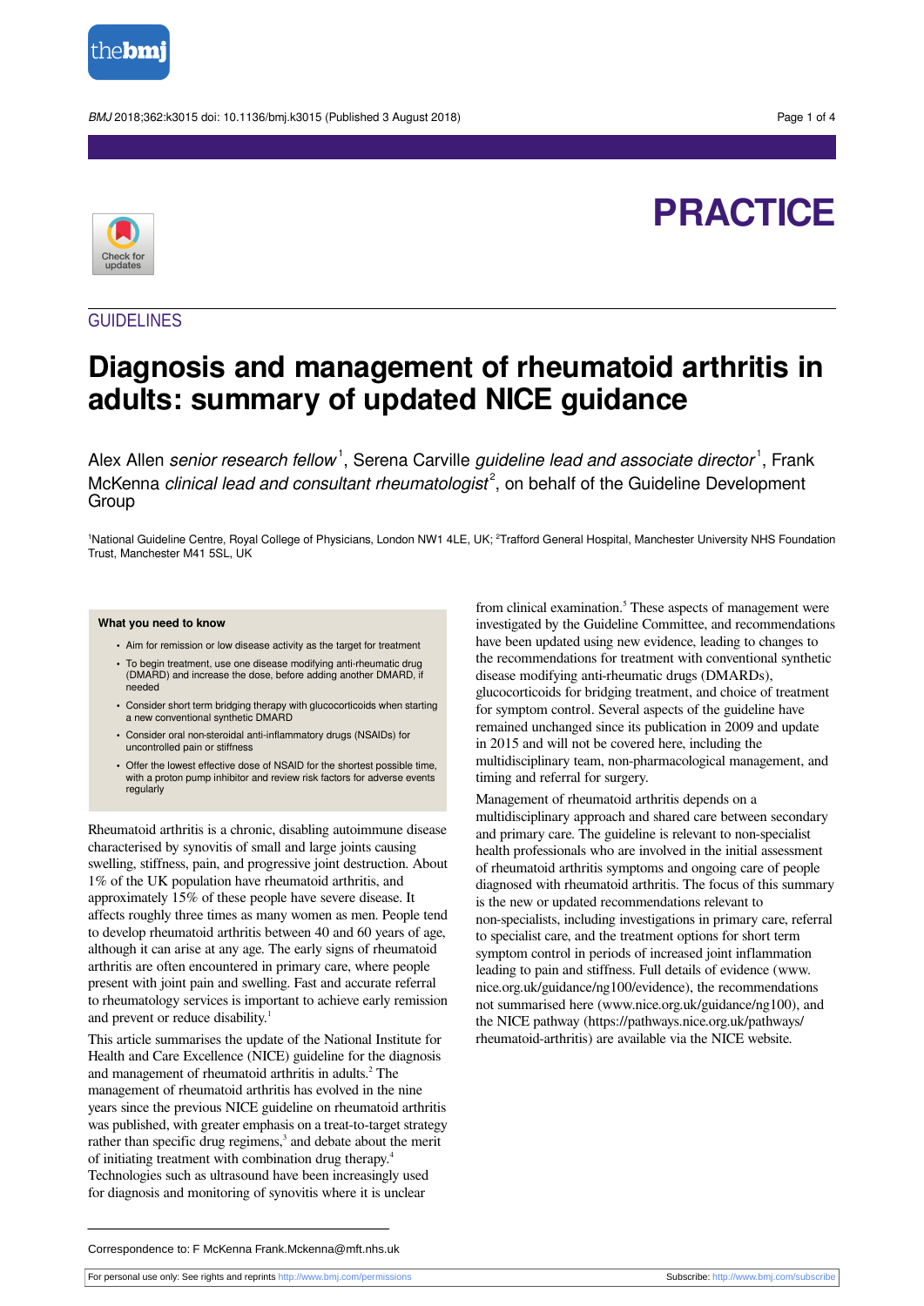PRACTICE

GUIDELINES

# Diagnosis and management of rheumatoid arthritis in adults: summary of updated NICE guidance

Alex Allen *senior research fellow*[1], Serena Carville *guideline lead and associate director*[1], Frank McKenna *clinical lead and consultant rheumatologist*[2], on behalf of the Guideline Development Group

[1]National Guideline Centre, Royal College of Physicians, London NW1 4LE, UK; [2]Trafford General Hospital, Manchester University NHS Foundation Trust, Manchester M41 5SL, UK

> **What you need to know**
>
> - Aim for remission or low disease activity as the target for treatment
> - To begin treatment, use one disease modifying anti-rheumatic drug (DMARD) and increase the dose, before adding another DMARD, if needed
> - Consider short term bridging therapy with glucocorticoids when starting a new conventional synthetic DMARD
> - Consider oral non-steroidal anti-inflammatory drugs (NSAIDs) for uncontrolled pain or stiffness
> - Offer the lowest effective dose of NSAID for the shortest possible time, with a proton pump inhibitor and review risk factors for adverse events regularly

Rheumatoid arthritis is a chronic, disabling autoimmune disease characterised by synovitis of small and large joints causing swelling, stiffness, pain, and progressive joint destruction. About 1% of the UK population have rheumatoid arthritis, and approximately 15% of these people have severe disease. It affects roughly three times as many women as men. People tend to develop rheumatoid arthritis between 40 and 60 years of age, although it can arise at any age. The early signs of rheumatoid arthritis are often encountered in primary care, where people present with joint pain and swelling. Fast and accurate referral to rheumatology services is important to achieve early remission and prevent or reduce disability.[1]

This article summarises the update of the National Institute for Health and Care Excellence (NICE) guideline for the diagnosis and management of rheumatoid arthritis in adults.[2] The management of rheumatoid arthritis has evolved in the nine years since the previous NICE guideline on rheumatoid arthritis was published, with greater emphasis on a treat-to-target strategy rather than specific drug regimens,[3] and debate about the merit of initiating treatment with combination drug therapy.[4] Technologies such as ultrasound have been increasingly used for diagnosis and monitoring of synovitis where it is unclear from clinical examination.[5] These aspects of management were investigated by the Guideline Committee, and recommendations have been updated using new evidence, leading to changes to the recommendations for treatment with conventional synthetic disease modifying anti-rheumatic drugs (DMARDs), glucocorticoids for bridging treatment, and choice of treatment for symptom control. Several aspects of the guideline have remained unchanged since its publication in 2009 and update in 2015 and will not be covered here, including the multidisciplinary team, non-pharmacological management, and timing and referral for surgery.

Management of rheumatoid arthritis depends on a multidisciplinary approach and shared care between secondary and primary care. The guideline is relevant to non-specialist health professionals who are involved in the initial assessment of rheumatoid arthritis symptoms and ongoing care of people diagnosed with rheumatoid arthritis. The focus of this summary is the new or updated recommendations relevant to non-specialists, including investigations in primary care, referral to specialist care, and the treatment options for short term symptom control in periods of increased joint inflammation leading to pain and stiffness. Full details of evidence (www.nice.org.uk/guidance/ng100/evidence), the recommendations not summarised here (www.nice.org.uk/guidance/ng100), and the NICE pathway (https://pathways.nice.org.uk/pathways/rheumatoid-arthritis) are available via the NICE website.

Correspondence to: F McKenna Frank.Mckenna@mft.nhs.uk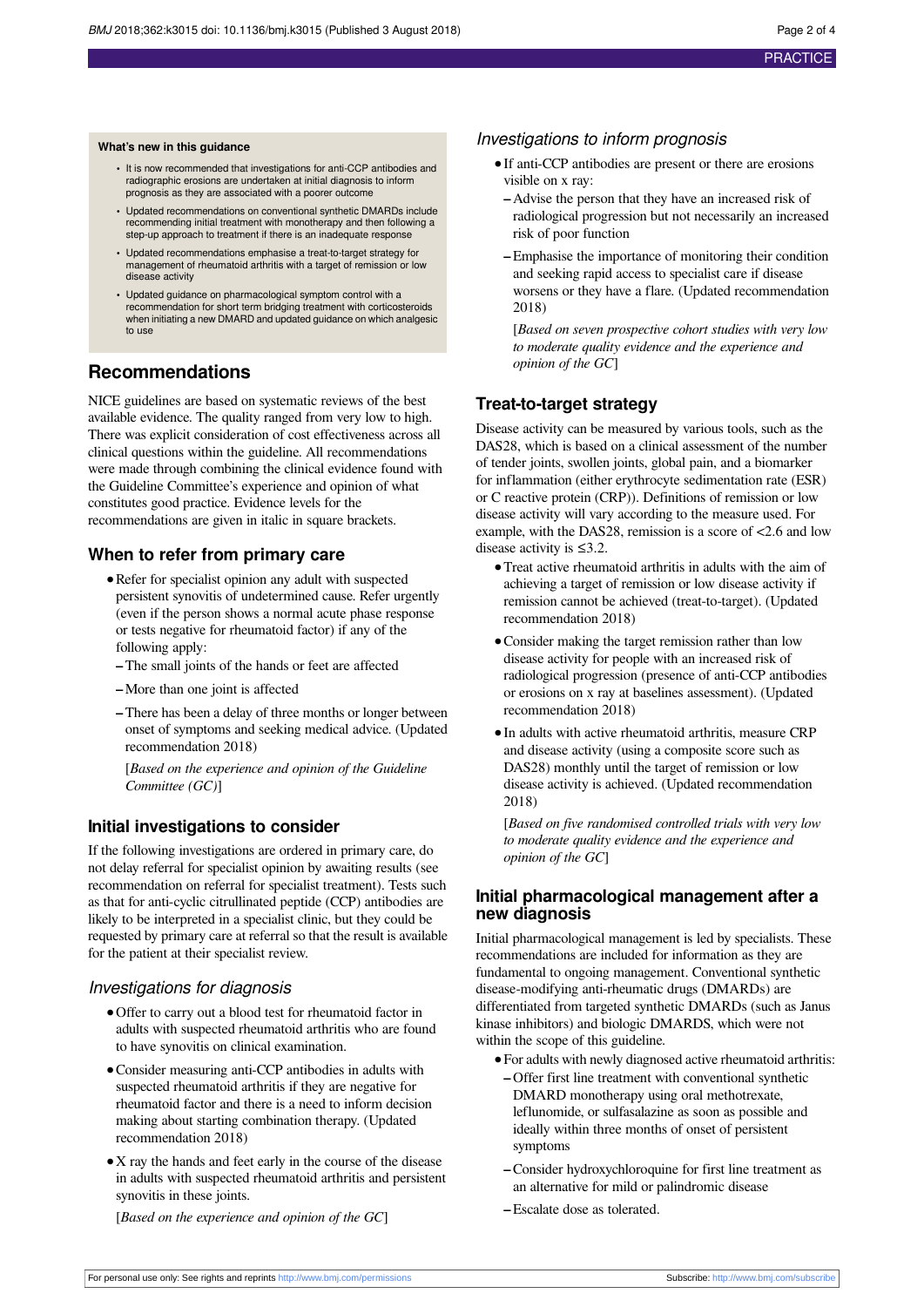**What's new in this guidance**

- It is now recommended that investigations for anti-CCP antibodies and radiographic erosions are undertaken at initial diagnosis to inform prognosis as they are associated with a poorer outcome
- Updated recommendations on conventional synthetic DMARDs include recommending initial treatment with monotherapy and then following a step-up approach to treatment if there is an inadequate response
- Updated recommendations emphasise a treat-to-target strategy for management of rheumatoid arthritis with a target of remission or low disease activity
- Updated guidance on pharmacological symptom control with a recommendation for short term bridging treatment with corticosteroids when initiating a new DMARD and updated guidance on which analgesic to use

## Recommendations

NICE guidelines are based on systematic reviews of the best available evidence. The quality ranged from very low to high. There was explicit consideration of cost effectiveness across all clinical questions within the guideline. All recommendations were made through combining the clinical evidence found with the Guideline Committee's experience and opinion of what constitutes good practice. Evidence levels for the recommendations are given in italic in square brackets.

### When to refer from primary care

- Refer for specialist opinion any adult with suspected persistent synovitis of undetermined cause. Refer urgently (even if the person shows a normal acute phase response or tests negative for rheumatoid factor) if any of the following apply:
  - The small joints of the hands or feet are affected
  - More than one joint is affected
  - There has been a delay of three months or longer between onset of symptoms and seeking medical advice. (Updated recommendation 2018)

  [*Based on the experience and opinion of the Guideline Committee (GC)*]

### Initial investigations to consider

If the following investigations are ordered in primary care, do not delay referral for specialist opinion by awaiting results (see recommendation on referral for specialist treatment). Tests such as that for anti-cyclic citrullinated peptide (CCP) antibodies are likely to be interpreted in a specialist clinic, but they could be requested by primary care at referral so that the result is available for the patient at their specialist review.

#### *Investigations for diagnosis*

- Offer to carry out a blood test for rheumatoid factor in adults with suspected rheumatoid arthritis who are found to have synovitis on clinical examination.
- Consider measuring anti-CCP antibodies in adults with suspected rheumatoid arthritis if they are negative for rheumatoid factor and there is a need to inform decision making about starting combination therapy. (Updated recommendation 2018)
- X ray the hands and feet early in the course of the disease in adults with suspected rheumatoid arthritis and persistent synovitis in these joints.

  [*Based on the experience and opinion of the GC*]

#### *Investigations to inform prognosis*

- If anti-CCP antibodies are present or there are erosions visible on x ray:
  - Advise the person that they have an increased risk of radiological progression but not necessarily an increased risk of poor function
  - Emphasise the importance of monitoring their condition and seeking rapid access to specialist care if disease worsens or they have a flare. (Updated recommendation 2018)

  [*Based on seven prospective cohort studies with very low to moderate quality evidence and the experience and opinion of the GC*]

### Treat-to-target strategy

Disease activity can be measured by various tools, such as the DAS28, which is based on a clinical assessment of the number of tender joints, swollen joints, global pain, and a biomarker for inflammation (either erythrocyte sedimentation rate (ESR) or C reactive protein (CRP)). Definitions of remission or low disease activity will vary according to the measure used. For example, with the DAS28, remission is a score of <2.6 and low disease activity is ≤3.2.

- Treat active rheumatoid arthritis in adults with the aim of achieving a target of remission or low disease activity if remission cannot be achieved (treat-to-target). (Updated recommendation 2018)
- Consider making the target remission rather than low disease activity for people with an increased risk of radiological progression (presence of anti-CCP antibodies or erosions on x ray at baselines assessment). (Updated recommendation 2018)
- In adults with active rheumatoid arthritis, measure CRP and disease activity (using a composite score such as DAS28) monthly until the target of remission or low disease activity is achieved. (Updated recommendation 2018)

  [*Based on five randomised controlled trials with very low to moderate quality evidence and the experience and opinion of the GC*]

### Initial pharmacological management after a new diagnosis

Initial pharmacological management is led by specialists. These recommendations are included for information as they are fundamental to ongoing management. Conventional synthetic disease-modifying anti-rheumatic drugs (DMARDs) are differentiated from targeted synthetic DMARDs (such as Janus kinase inhibitors) and biologic DMARDS, which were not within the scope of this guideline.

- For adults with newly diagnosed active rheumatoid arthritis:
  - Offer first line treatment with conventional synthetic DMARD monotherapy using oral methotrexate, leflunomide, or sulfasalazine as soon as possible and ideally within three months of onset of persistent symptoms
  - Consider hydroxychloroquine for first line treatment as an alternative for mild or palindromic disease
  - Escalate dose as tolerated.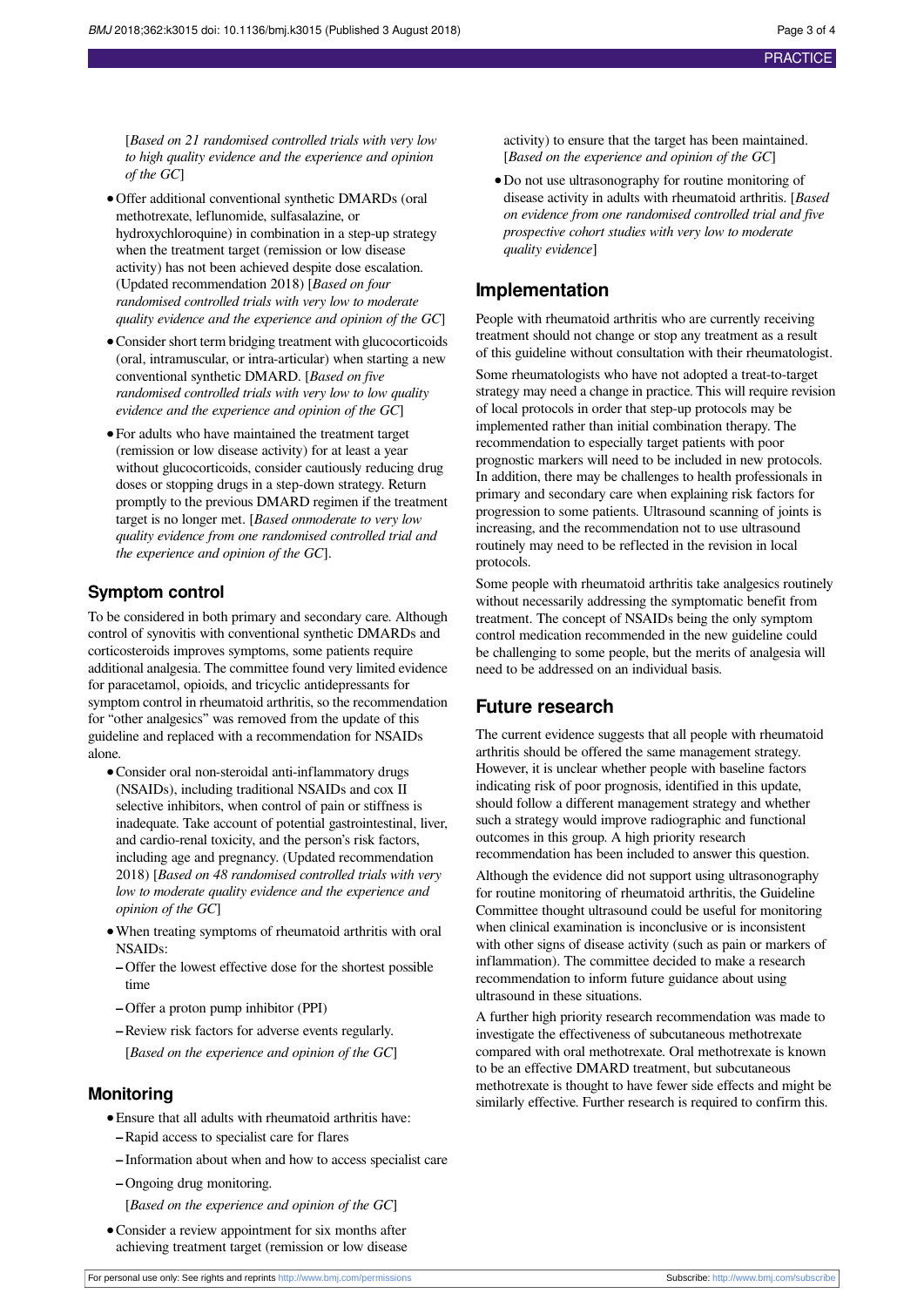[*Based on 21 randomised controlled trials with very low to high quality evidence and the experience and opinion of the GC*]

- Offer additional conventional synthetic DMARDs (oral methotrexate, leflunomide, sulfasalazine, or hydroxychloroquine) in combination in a step-up strategy when the treatment target (remission or low disease activity) has not been achieved despite dose escalation. (Updated recommendation 2018) [*Based on four randomised controlled trials with very low to moderate quality evidence and the experience and opinion of the GC*]
- Consider short term bridging treatment with glucocorticoids (oral, intramuscular, or intra-articular) when starting a new conventional synthetic DMARD. [*Based on five randomised controlled trials with very low to low quality evidence and the experience and opinion of the GC*]
- For adults who have maintained the treatment target (remission or low disease activity) for at least a year without glucocorticoids, consider cautiously reducing drug doses or stopping drugs in a step-down strategy. Return promptly to the previous DMARD regimen if the treatment target is no longer met. [*Based onmoderate to very low quality evidence from one randomised controlled trial and the experience and opinion of the GC*].

## Symptom control

To be considered in both primary and secondary care. Although control of synovitis with conventional synthetic DMARDs and corticosteroids improves symptoms, some patients require additional analgesia. The committee found very limited evidence for paracetamol, opioids, and tricyclic antidepressants for symptom control in rheumatoid arthritis, so the recommendation for "other analgesics" was removed from the update of this guideline and replaced with a recommendation for NSAIDs alone.

- Consider oral non-steroidal anti-inflammatory drugs (NSAIDs), including traditional NSAIDs and cox II selective inhibitors, when control of pain or stiffness is inadequate. Take account of potential gastrointestinal, liver, and cardio-renal toxicity, and the person's risk factors, including age and pregnancy. (Updated recommendation 2018) [*Based on 48 randomised controlled trials with very low to moderate quality evidence and the experience and opinion of the GC*]
- When treating symptoms of rheumatoid arthritis with oral NSAIDs:
  - Offer the lowest effective dose for the shortest possible time
  - Offer a proton pump inhibitor (PPI)
  - Review risk factors for adverse events regularly.

  [*Based on the experience and opinion of the GC*]

## Monitoring

- Ensure that all adults with rheumatoid arthritis have:
  - Rapid access to specialist care for flares
  - Information about when and how to access specialist care
  - Ongoing drug monitoring.

  [*Based on the experience and opinion of the GC*]
- Consider a review appointment for six months after achieving treatment target (remission or low disease activity) to ensure that the target has been maintained. [*Based on the experience and opinion of the GC*]
- Do not use ultrasonography for routine monitoring of disease activity in adults with rheumatoid arthritis. [*Based on evidence from one randomised controlled trial and five prospective cohort studies with very low to moderate quality evidence*]

## Implementation

People with rheumatoid arthritis who are currently receiving treatment should not change or stop any treatment as a result of this guideline without consultation with their rheumatologist.

Some rheumatologists who have not adopted a treat-to-target strategy may need a change in practice. This will require revision of local protocols in order that step-up protocols may be implemented rather than initial combination therapy. The recommendation to especially target patients with poor prognostic markers will need to be included in new protocols. In addition, there may be challenges to health professionals in primary and secondary care when explaining risk factors for progression to some patients. Ultrasound scanning of joints is increasing, and the recommendation not to use ultrasound routinely may need to be reflected in the revision in local protocols.

Some people with rheumatoid arthritis take analgesics routinely without necessarily addressing the symptomatic benefit from treatment. The concept of NSAIDs being the only symptom control medication recommended in the new guideline could be challenging to some people, but the merits of analgesia will need to be addressed on an individual basis.

## Future research

The current evidence suggests that all people with rheumatoid arthritis should be offered the same management strategy. However, it is unclear whether people with baseline factors indicating risk of poor prognosis, identified in this update, should follow a different management strategy and whether such a strategy would improve radiographic and functional outcomes in this group. A high priority research recommendation has been included to answer this question.

Although the evidence did not support using ultrasonography for routine monitoring of rheumatoid arthritis, the Guideline Committee thought ultrasound could be useful for monitoring when clinical examination is inconclusive or is inconsistent with other signs of disease activity (such as pain or markers of inflammation). The committee decided to make a research recommendation to inform future guidance about using ultrasound in these situations.

A further high priority research recommendation was made to investigate the effectiveness of subcutaneous methotrexate compared with oral methotrexate. Oral methotrexate is known to be an effective DMARD treatment, but subcutaneous methotrexate is thought to have fewer side effects and might be similarly effective. Further research is required to confirm this.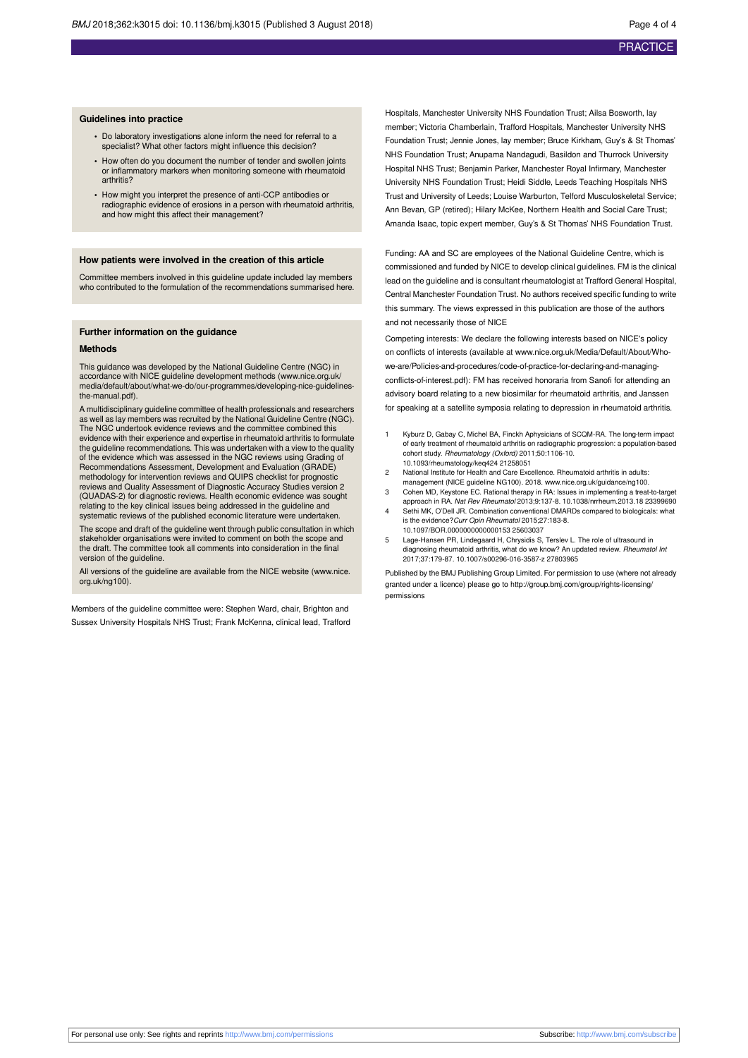### Guidelines into practice

- Do laboratory investigations alone inform the need for referral to a specialist? What other factors might influence this decision?
- How often do you document the number of tender and swollen joints or inflammatory markers when monitoring someone with rheumatoid arthritis?
- How might you interpret the presence of anti-CCP antibodies or radiographic evidence of erosions in a person with rheumatoid arthritis, and how might this affect their management?

### How patients were involved in the creation of this article

Committee members involved in this guideline update included lay members who contributed to the formulation of the recommendations summarised here.

### Further information on the guidance

#### Methods

This guidance was developed by the National Guideline Centre (NGC) in accordance with NICE guideline development methods (www.nice.org.uk/media/default/about/what-we-do/our-programmes/developing-nice-guidelines-the-manual.pdf).

A multidisciplinary guideline committee of health professionals and researchers as well as lay members was recruited by the National Guideline Centre (NGC). The NGC undertook evidence reviews and the committee combined this evidence with their experience and expertise in rheumatoid arthritis to formulate the guideline recommendations. This was undertaken with a view to the quality of the evidence which was assessed in the NGC reviews using Grading of Recommendations Assessment, Development and Evaluation (GRADE) methodology for intervention reviews and QUIPS checklist for prognostic reviews and Quality Assessment of Diagnostic Accuracy Studies version 2 (QUADAS-2) for diagnostic reviews. Health economic evidence was sought relating to the key clinical issues being addressed in the guideline and systematic reviews of the published economic literature were undertaken.

The scope and draft of the guideline went through public consultation in which stakeholder organisations were invited to comment on both the scope and the draft. The committee took all comments into consideration in the final version of the guideline.

All versions of the guideline are available from the NICE website (www.nice.org.uk/ng100).

Members of the guideline committee were: Stephen Ward, chair, Brighton and Sussex University Hospitals NHS Trust; Frank McKenna, clinical lead, Trafford Hospitals, Manchester University NHS Foundation Trust; Ailsa Bosworth, lay member; Victoria Chamberlain, Trafford Hospitals, Manchester University NHS Foundation Trust; Jennie Jones, lay member; Bruce Kirkham, Guy's & St Thomas' NHS Foundation Trust; Anupama Nandagudi, Basildon and Thurrock University Hospital NHS Trust; Benjamin Parker, Manchester Royal Infirmary, Manchester University NHS Foundation Trust; Heidi Siddle, Leeds Teaching Hospitals NHS Trust and University of Leeds; Louise Warburton, Telford Musculoskeletal Service; Ann Bevan, GP (retired); Hilary McKee, Northern Health and Social Care Trust; Amanda Isaac, topic expert member, Guy's & St Thomas' NHS Foundation Trust.

Funding: AA and SC are employees of the National Guideline Centre, which is commissioned and funded by NICE to develop clinical guidelines. FM is the clinical lead on the guideline and is consultant rheumatologist at Trafford General Hospital, Central Manchester Foundation Trust. No authors received specific funding to write this summary. The views expressed in this publication are those of the authors and not necessarily those of NICE

Competing interests: We declare the following interests based on NICE's policy on conflicts of interests (available at www.nice.org.uk/Media/Default/About/Who-we-are/Policies-and-procedures/code-of-practice-for-declaring-and-managing-conflicts-of-interest.pdf): FM has received honoraria from Sanofi for attending an advisory board relating to a new biosimilar for rheumatoid arthritis, and Janssen for speaking at a satellite symposia relating to depression in rheumatoid arthritis.

1. Kyburz D, Gabay C, Michel BA, Finckh Aphysicians of SCQM-RA. The long-term impact of early treatment of rheumatoid arthritis on radiographic progression: a population-based cohort study. *Rheumatology (Oxford)* 2011;50:1106-10. 10.1093/rheumatology/keq424 21258051
2. National Institute for Health and Care Excellence. Rheumatoid arthritis in adults: management (NICE guideline NG100). 2018. www.nice.org.uk/guidance/ng100.
3. Cohen MD, Keystone EC. Rational therapy in RA: Issues in implementing a treat-to-target approach in RA. *Nat Rev Rheumatol* 2013;9:137-8. 10.1038/nrrheum.2013.18 23399690
4. Sethi MK, O'Dell JR. Combination conventional DMARDs compared to biologicals: what is the evidence?*Curr Opin Rheumatol* 2015;27:183-8. 10.1097/BOR.0000000000000153 25603037
5. Lage-Hansen PR, Lindegaard H, Chrysidis S, Terslev L. The role of ultrasound in diagnosing rheumatoid arthritis, what do we know? An updated review. *Rheumatol Int* 2017;37:179-87. 10.1007/s00296-016-3587-z 27803965

Published by the BMJ Publishing Group Limited. For permission to use (where not already granted under a licence) please go to http://group.bmj.com/group/rights-licensing/permissions